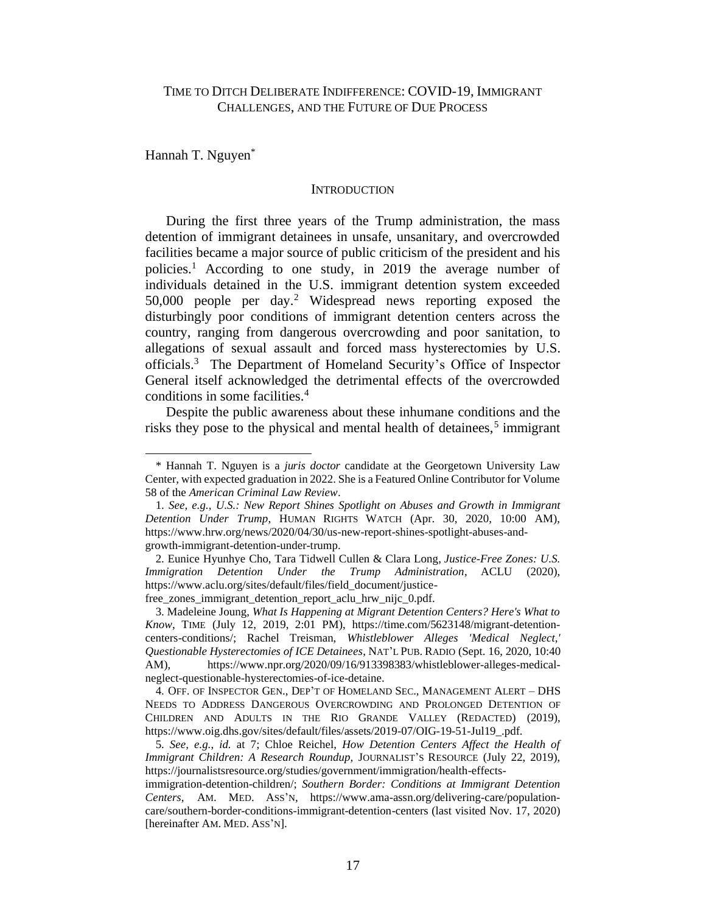# Time to Ditch Deliberate Indifference: COVID-19, Immigrant Challenges, and the Future of Due Process

Hannah T. Nguyen*

## Introduction

During the first three years of the Trump administration, the mass detention of immigrant detainees in unsafe, unsanitary, and overcrowded facilities became a major source of public criticism of the president and his policies.[1] According to one study, in 2019 the average number of individuals detained in the U.S. immigrant detention system exceeded 50,000 people per day.[2] Widespread news reporting exposed the disturbingly poor conditions of immigrant detention centers across the country, ranging from dangerous overcrowding and poor sanitation, to allegations of sexual assault and forced mass hysterectomies by U.S. officials.[3] The Department of Homeland Security's Office of Inspector General itself acknowledged the detrimental effects of the overcrowded conditions in some facilities.[4]

Despite the public awareness about these inhumane conditions and the risks they pose to the physical and mental health of detainees,[5] immigrant

---

\* Hannah T. Nguyen is a *juris doctor* candidate at the Georgetown University Law Center, with expected graduation in 2022. She is a Featured Online Contributor for Volume 58 of the *American Criminal Law Review*.

1. *See, e.g.*, *U.S.: New Report Shines Spotlight on Abuses and Growth in Immigrant Detention Under Trump*, HUMAN RIGHTS WATCH (Apr. 30, 2020, 10:00 AM), https://www.hrw.org/news/2020/04/30/us-new-report-shines-spotlight-abuses-and-growth-immigrant-detention-under-trump.

2. Eunice Hyunhye Cho, Tara Tidwell Cullen & Clara Long, *Justice-Free Zones: U.S. Immigration Detention Under the Trump Administration*, ACLU (2020), https://www.aclu.org/sites/default/files/field_document/justice-free_zones_immigrant_detention_report_aclu_hrw_nijc_0.pdf.

3. Madeleine Joung, *What Is Happening at Migrant Detention Centers? Here's What to Know*, TIME (July 12, 2019, 2:01 PM), https://time.com/5623148/migrant-detention-centers-conditions/; Rachel Treisman, *Whistleblower Alleges 'Medical Neglect,' Questionable Hysterectomies of ICE Detainees*, NAT'L PUB. RADIO (Sept. 16, 2020, 10:40 AM), https://www.npr.org/2020/09/16/913398383/whistleblower-alleges-medical-neglect-questionable-hysterectomies-of-ice-detaine.

4. OFF. OF INSPECTOR GEN., DEP'T OF HOMELAND SEC., MANAGEMENT ALERT – DHS NEEDS TO ADDRESS DANGEROUS OVERCROWDING AND PROLONGED DETENTION OF CHILDREN AND ADULTS IN THE RIO GRANDE VALLEY (REDACTED) (2019), https://www.oig.dhs.gov/sites/default/files/assets/2019-07/OIG-19-51-Jul19_.pdf.

5. *See, e.g.*, *id.* at 7; Chloe Reichel, *How Detention Centers Affect the Health of Immigrant Children: A Research Roundup*, JOURNALIST'S RESOURCE (July 22, 2019), https://journalistsresource.org/studies/government/immigration/health-effects-immigration-detention-children/; *Southern Border: Conditions at Immigrant Detention Centers*, AM. MED. ASS'N, https://www.ama-assn.org/delivering-care/population-care/southern-border-conditions-immigrant-detention-centers (last visited Nov. 17, 2020) [hereinafter AM. MED. ASS'N].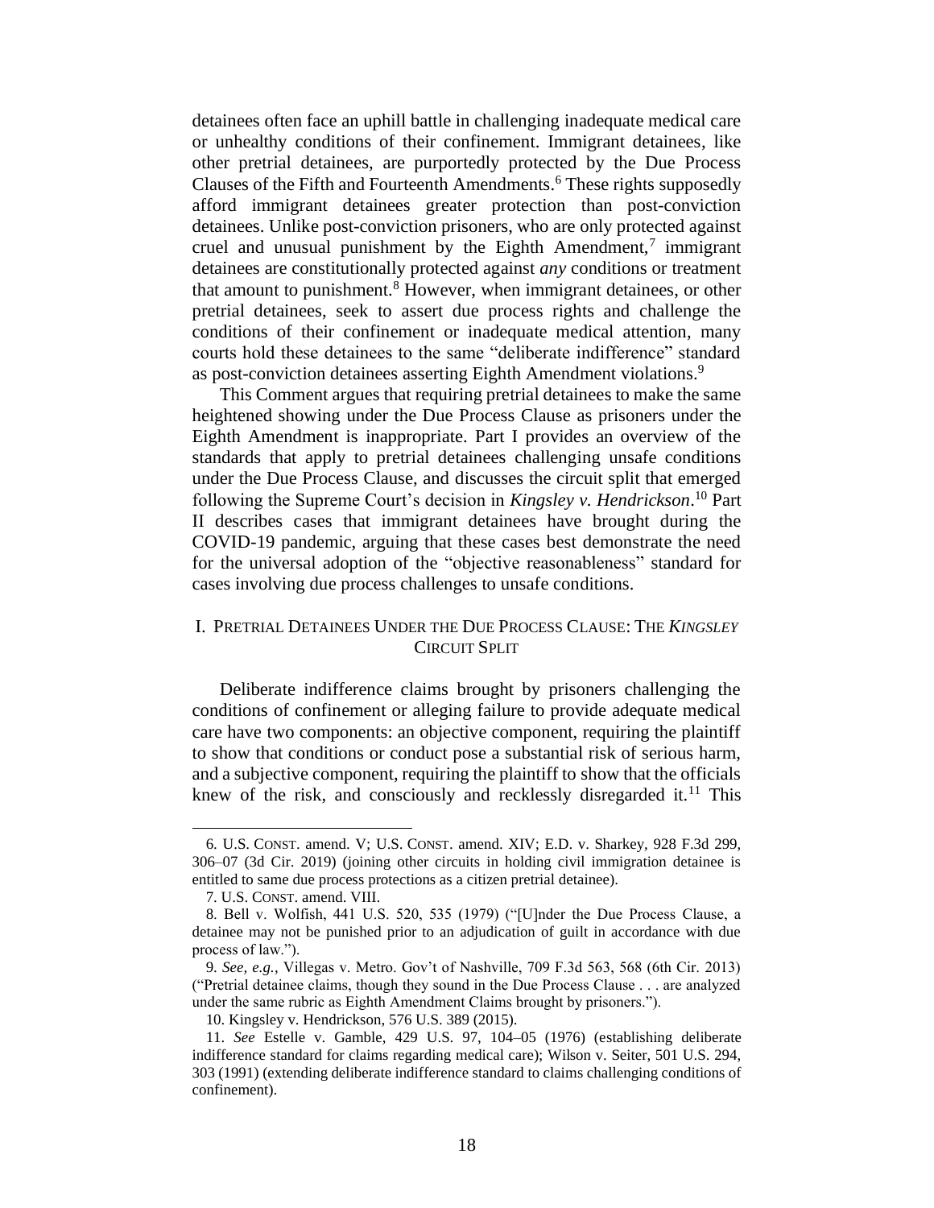detainees often face an uphill battle in challenging inadequate medical care or unhealthy conditions of their confinement. Immigrant detainees, like other pretrial detainees, are purportedly protected by the Due Process Clauses of the Fifth and Fourteenth Amendments.[6] These rights supposedly afford immigrant detainees greater protection than post-conviction detainees. Unlike post-conviction prisoners, who are only protected against cruel and unusual punishment by the Eighth Amendment,[7] immigrant detainees are constitutionally protected against *any* conditions or treatment that amount to punishment.[8] However, when immigrant detainees, or other pretrial detainees, seek to assert due process rights and challenge the conditions of their confinement or inadequate medical attention, many courts hold these detainees to the same "deliberate indifference" standard as post-conviction detainees asserting Eighth Amendment violations.[9]

This Comment argues that requiring pretrial detainees to make the same heightened showing under the Due Process Clause as prisoners under the Eighth Amendment is inappropriate. Part I provides an overview of the standards that apply to pretrial detainees challenging unsafe conditions under the Due Process Clause, and discusses the circuit split that emerged following the Supreme Court's decision in *Kingsley v. Hendrickson*.[10] Part II describes cases that immigrant detainees have brought during the COVID-19 pandemic, arguing that these cases best demonstrate the need for the universal adoption of the "objective reasonableness" standard for cases involving due process challenges to unsafe conditions.

## I. Pretrial Detainees Under the Due Process Clause: The *Kingsley* Circuit Split

Deliberate indifference claims brought by prisoners challenging the conditions of confinement or alleging failure to provide adequate medical care have two components: an objective component, requiring the plaintiff to show that conditions or conduct pose a substantial risk of serious harm, and a subjective component, requiring the plaintiff to show that the officials knew of the risk, and consciously and recklessly disregarded it.[11] This

---

6. U.S. Const. amend. V; U.S. Const. amend. XIV; E.D. v. Sharkey, 928 F.3d 299, 306–07 (3d Cir. 2019) (joining other circuits in holding civil immigration detainee is entitled to same due process protections as a citizen pretrial detainee).

7. U.S. Const. amend. VIII.

8. Bell v. Wolfish, 441 U.S. 520, 535 (1979) ("[U]nder the Due Process Clause, a detainee may not be punished prior to an adjudication of guilt in accordance with due process of law.").

9. *See, e.g.*, Villegas v. Metro. Gov't of Nashville, 709 F.3d 563, 568 (6th Cir. 2013) ("Pretrial detainee claims, though they sound in the Due Process Clause . . . are analyzed under the same rubric as Eighth Amendment Claims brought by prisoners.").

10. Kingsley v. Hendrickson, 576 U.S. 389 (2015).

11. *See* Estelle v. Gamble, 429 U.S. 97, 104–05 (1976) (establishing deliberate indifference standard for claims regarding medical care); Wilson v. Seiter, 501 U.S. 294, 303 (1991) (extending deliberate indifference standard to claims challenging conditions of confinement).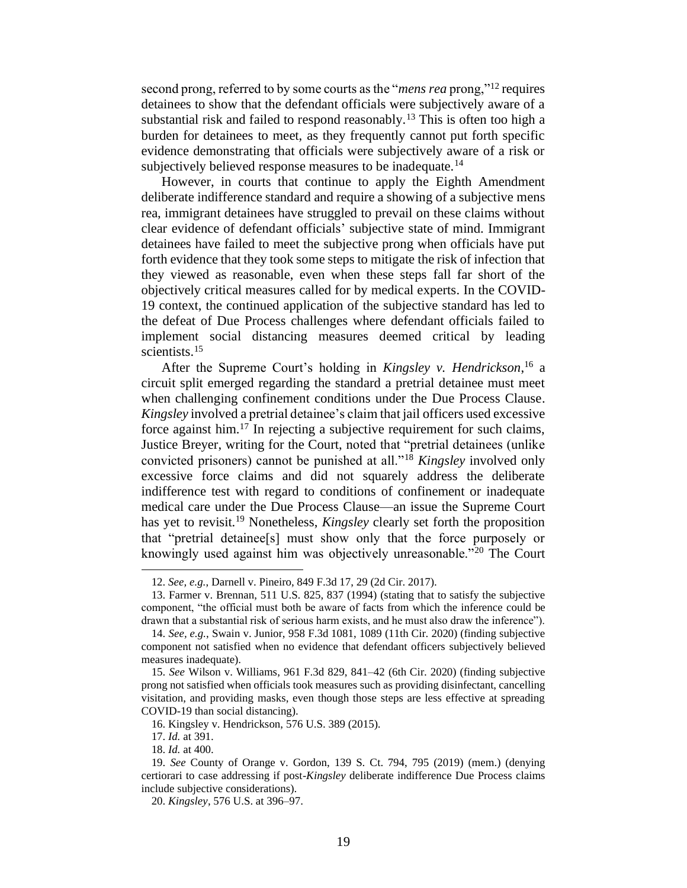second prong, referred to by some courts as the "*mens rea* prong,"[12] requires detainees to show that the defendant officials were subjectively aware of a substantial risk and failed to respond reasonably.[13] This is often too high a burden for detainees to meet, as they frequently cannot put forth specific evidence demonstrating that officials were subjectively aware of a risk or subjectively believed response measures to be inadequate.[14]

However, in courts that continue to apply the Eighth Amendment deliberate indifference standard and require a showing of a subjective mens rea, immigrant detainees have struggled to prevail on these claims without clear evidence of defendant officials' subjective state of mind. Immigrant detainees have failed to meet the subjective prong when officials have put forth evidence that they took some steps to mitigate the risk of infection that they viewed as reasonable, even when these steps fall far short of the objectively critical measures called for by medical experts. In the COVID-19 context, the continued application of the subjective standard has led to the defeat of Due Process challenges where defendant officials failed to implement social distancing measures deemed critical by leading scientists.[15]

After the Supreme Court's holding in *Kingsley v. Hendrickson*,[16] a circuit split emerged regarding the standard a pretrial detainee must meet when challenging confinement conditions under the Due Process Clause. *Kingsley* involved a pretrial detainee's claim that jail officers used excessive force against him.[17] In rejecting a subjective requirement for such claims, Justice Breyer, writing for the Court, noted that "pretrial detainees (unlike convicted prisoners) cannot be punished at all."[18] *Kingsley* involved only excessive force claims and did not squarely address the deliberate indifference test with regard to conditions of confinement or inadequate medical care under the Due Process Clause—an issue the Supreme Court has yet to revisit.[19] Nonetheless, *Kingsley* clearly set forth the proposition that "pretrial detainee[s] must show only that the force purposely or knowingly used against him was objectively unreasonable."[20] The Court

---

12. *See, e.g.*, Darnell v. Pineiro, 849 F.3d 17, 29 (2d Cir. 2017).

13. Farmer v. Brennan, 511 U.S. 825, 837 (1994) (stating that to satisfy the subjective component, "the official must both be aware of facts from which the inference could be drawn that a substantial risk of serious harm exists, and he must also draw the inference").

14. *See, e.g.*, Swain v. Junior, 958 F.3d 1081, 1089 (11th Cir. 2020) (finding subjective component not satisfied when no evidence that defendant officers subjectively believed measures inadequate).

15. *See* Wilson v. Williams, 961 F.3d 829, 841–42 (6th Cir. 2020) (finding subjective prong not satisfied when officials took measures such as providing disinfectant, cancelling visitation, and providing masks, even though those steps are less effective at spreading COVID-19 than social distancing).

16. Kingsley v. Hendrickson, 576 U.S. 389 (2015).

17. *Id.* at 391.

18. *Id.* at 400.

19. *See* County of Orange v. Gordon, 139 S. Ct. 794, 795 (2019) (mem.) (denying certiorari to case addressing if post-*Kingsley* deliberate indifference Due Process claims include subjective considerations).

20. *Kingsley*, 576 U.S. at 396–97.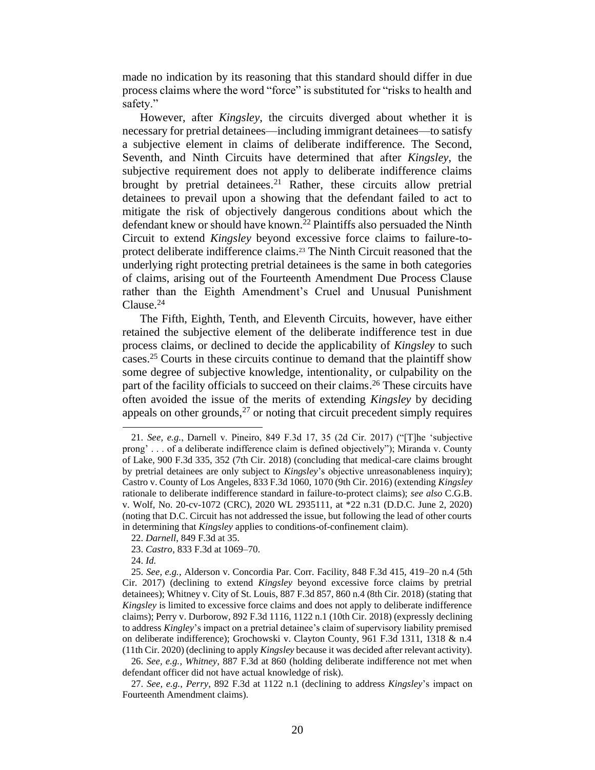made no indication by its reasoning that this standard should differ in due process claims where the word "force" is substituted for "risks to health and safety."

However, after *Kingsley*, the circuits diverged about whether it is necessary for pretrial detainees—including immigrant detainees—to satisfy a subjective element in claims of deliberate indifference. The Second, Seventh, and Ninth Circuits have determined that after *Kingsley*, the subjective requirement does not apply to deliberate indifference claims brought by pretrial detainees.[21] Rather, these circuits allow pretrial detainees to prevail upon a showing that the defendant failed to act to mitigate the risk of objectively dangerous conditions about which the defendant knew or should have known.[22] Plaintiffs also persuaded the Ninth Circuit to extend *Kingsley* beyond excessive force claims to failure-to-protect deliberate indifference claims.[23] The Ninth Circuit reasoned that the underlying right protecting pretrial detainees is the same in both categories of claims, arising out of the Fourteenth Amendment Due Process Clause rather than the Eighth Amendment's Cruel and Unusual Punishment Clause.[24]

The Fifth, Eighth, Tenth, and Eleventh Circuits, however, have either retained the subjective element of the deliberate indifference test in due process claims, or declined to decide the applicability of *Kingsley* to such cases.[25] Courts in these circuits continue to demand that the plaintiff show some degree of subjective knowledge, intentionality, or culpability on the part of the facility officials to succeed on their claims.[26] These circuits have often avoided the issue of the merits of extending *Kingsley* by deciding appeals on other grounds,[27] or noting that circuit precedent simply requires

---

21. *See, e.g.*, Darnell v. Pineiro, 849 F.3d 17, 35 (2d Cir. 2017) ("[T]he 'subjective prong' . . . of a deliberate indifference claim is defined objectively"); Miranda v. County of Lake, 900 F.3d 335, 352 (7th Cir. 2018) (concluding that medical-care claims brought by pretrial detainees are only subject to *Kingsley*'s objective unreasonableness inquiry); Castro v. County of Los Angeles, 833 F.3d 1060, 1070 (9th Cir. 2016) (extending *Kingsley* rationale to deliberate indifference standard in failure-to-protect claims); *see also* C.G.B. v. Wolf, No. 20-cv-1072 (CRC), 2020 WL 2935111, at *22 n.31 (D.D.C. June 2, 2020) (noting that D.C. Circuit has not addressed the issue, but following the lead of other courts in determining that *Kingsley* applies to conditions-of-confinement claim).

22. *Darnell*, 849 F.3d at 35.

23. *Castro*, 833 F.3d at 1069–70.

24. *Id.*

25. *See, e.g.*, Alderson v. Concordia Par. Corr. Facility, 848 F.3d 415, 419–20 n.4 (5th Cir. 2017) (declining to extend *Kingsley* beyond excessive force claims by pretrial detainees); Whitney v. City of St. Louis, 887 F.3d 857, 860 n.4 (8th Cir. 2018) (stating that *Kingsley* is limited to excessive force claims and does not apply to deliberate indifference claims); Perry v. Durborow, 892 F.3d 1116, 1122 n.1 (10th Cir. 2018) (expressly declining to address *Kingley*'s impact on a pretrial detainee's claim of supervisory liability premised on deliberate indifference); Grochowski v. Clayton County, 961 F.3d 1311, 1318 & n.4 (11th Cir. 2020) (declining to apply *Kingsley* because it was decided after relevant activity).

26. *See, e.g.*, *Whitney*, 887 F.3d at 860 (holding deliberate indifference not met when defendant officer did not have actual knowledge of risk).

27. *See, e.g.*, *Perry*, 892 F.3d at 1122 n.1 (declining to address *Kingsley*'s impact on Fourteenth Amendment claims).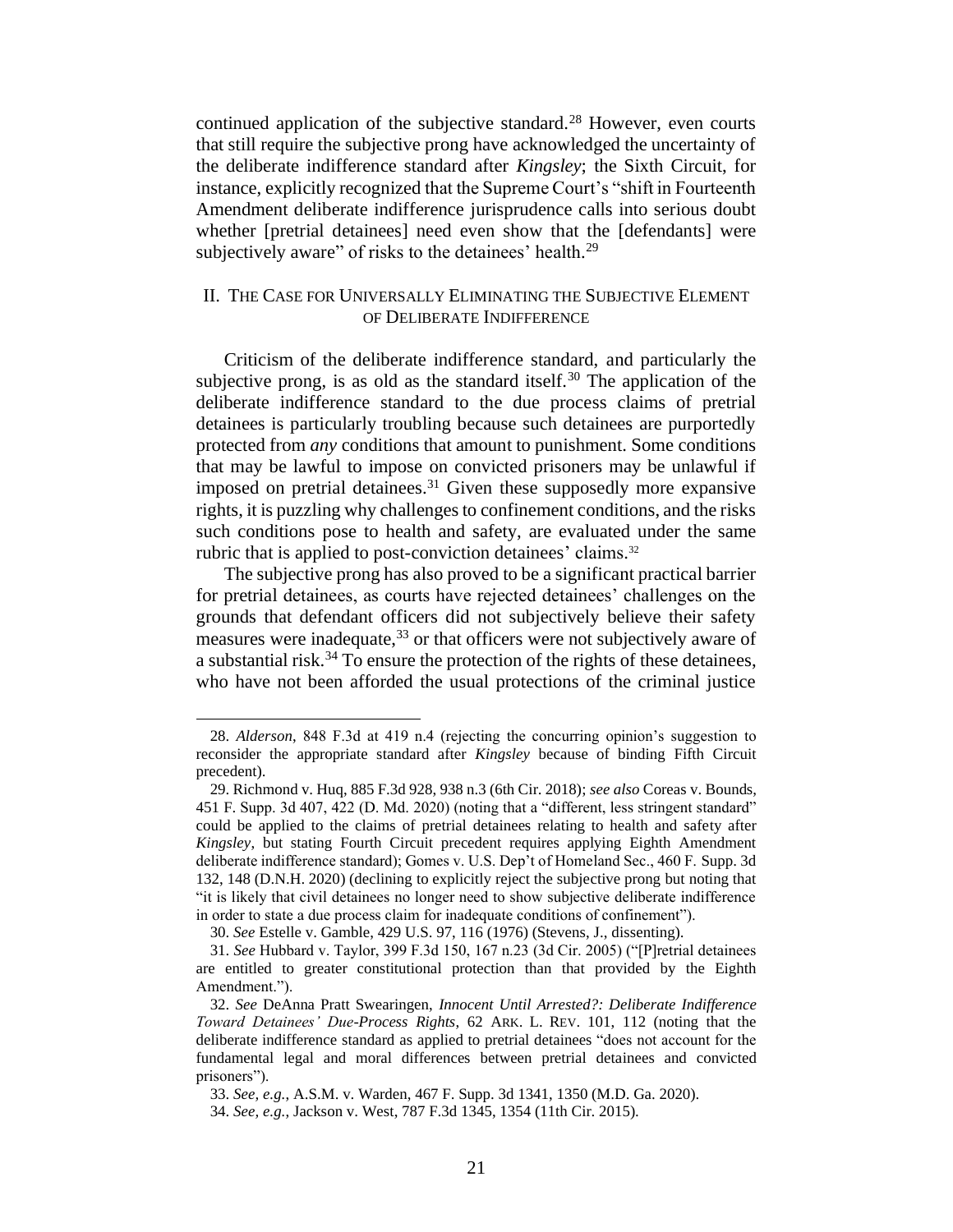continued application of the subjective standard.[28] However, even courts that still require the subjective prong have acknowledged the uncertainty of the deliberate indifference standard after *Kingsley*; the Sixth Circuit, for instance, explicitly recognized that the Supreme Court's "shift in Fourteenth Amendment deliberate indifference jurisprudence calls into serious doubt whether [pretrial detainees] need even show that the [defendants] were subjectively aware" of risks to the detainees' health.[29]

## II. The Case for Universally Eliminating the Subjective Element of Deliberate Indifference

Criticism of the deliberate indifference standard, and particularly the subjective prong, is as old as the standard itself.[30] The application of the deliberate indifference standard to the due process claims of pretrial detainees is particularly troubling because such detainees are purportedly protected from *any* conditions that amount to punishment. Some conditions that may be lawful to impose on convicted prisoners may be unlawful if imposed on pretrial detainees.[31] Given these supposedly more expansive rights, it is puzzling why challenges to confinement conditions, and the risks such conditions pose to health and safety, are evaluated under the same rubric that is applied to post-conviction detainees' claims.[32]

The subjective prong has also proved to be a significant practical barrier for pretrial detainees, as courts have rejected detainees' challenges on the grounds that defendant officers did not subjectively believe their safety measures were inadequate,[33] or that officers were not subjectively aware of a substantial risk.[34] To ensure the protection of the rights of these detainees, who have not been afforded the usual protections of the criminal justice

---

28. *Alderson*, 848 F.3d at 419 n.4 (rejecting the concurring opinion's suggestion to reconsider the appropriate standard after *Kingsley* because of binding Fifth Circuit precedent).

29. Richmond v. Huq, 885 F.3d 928, 938 n.3 (6th Cir. 2018); *see also* Coreas v. Bounds, 451 F. Supp. 3d 407, 422 (D. Md. 2020) (noting that a "different, less stringent standard" could be applied to the claims of pretrial detainees relating to health and safety after *Kingsley*, but stating Fourth Circuit precedent requires applying Eighth Amendment deliberate indifference standard); Gomes v. U.S. Dep't of Homeland Sec., 460 F. Supp. 3d 132, 148 (D.N.H. 2020) (declining to explicitly reject the subjective prong but noting that "it is likely that civil detainees no longer need to show subjective deliberate indifference in order to state a due process claim for inadequate conditions of confinement").

30. *See* Estelle v. Gamble, 429 U.S. 97, 116 (1976) (Stevens, J., dissenting).

31. *See* Hubbard v. Taylor, 399 F.3d 150, 167 n.23 (3d Cir. 2005) ("[P]retrial detainees are entitled to greater constitutional protection than that provided by the Eighth Amendment.").

32. *See* DeAnna Pratt Swearingen, *Innocent Until Arrested?: Deliberate Indifference Toward Detainees' Due-Process Rights*, 62 ARK. L. REV. 101, 112 (noting that the deliberate indifference standard as applied to pretrial detainees "does not account for the fundamental legal and moral differences between pretrial detainees and convicted prisoners").

33. *See, e.g.*, A.S.M. v. Warden, 467 F. Supp. 3d 1341, 1350 (M.D. Ga. 2020).

34. *See, e.g.*, Jackson v. West, 787 F.3d 1345, 1354 (11th Cir. 2015).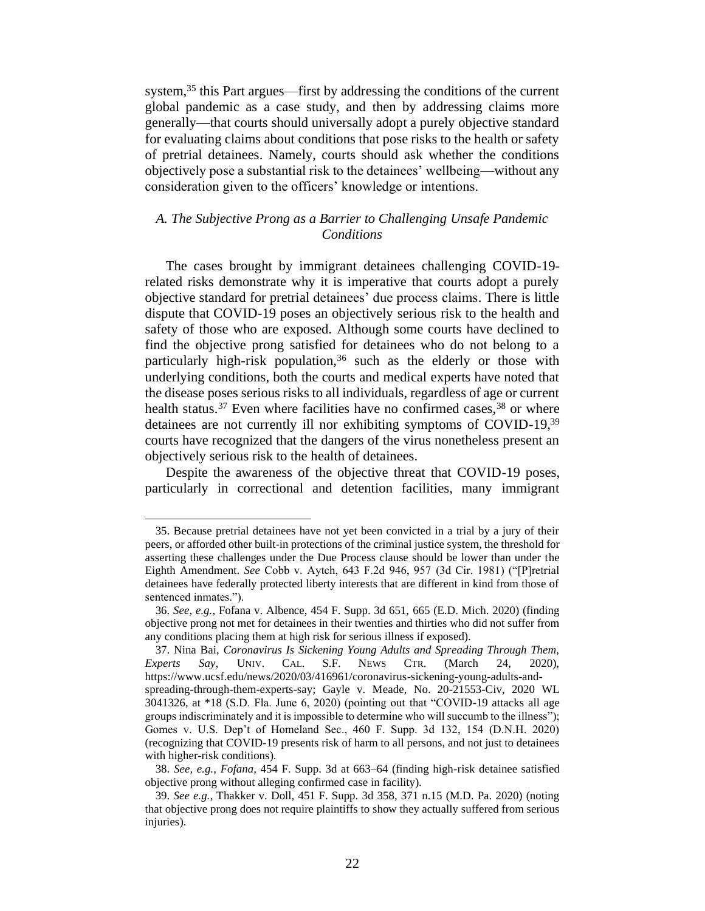system,[35] this Part argues—first by addressing the conditions of the current global pandemic as a case study, and then by addressing claims more generally—that courts should universally adopt a purely objective standard for evaluating claims about conditions that pose risks to the health or safety of pretrial detainees. Namely, courts should ask whether the conditions objectively pose a substantial risk to the detainees' wellbeing—without any consideration given to the officers' knowledge or intentions.

### *A. The Subjective Prong as a Barrier to Challenging Unsafe Pandemic Conditions*

The cases brought by immigrant detainees challenging COVID-19-related risks demonstrate why it is imperative that courts adopt a purely objective standard for pretrial detainees' due process claims. There is little dispute that COVID-19 poses an objectively serious risk to the health and safety of those who are exposed. Although some courts have declined to find the objective prong satisfied for detainees who do not belong to a particularly high-risk population,[36] such as the elderly or those with underlying conditions, both the courts and medical experts have noted that the disease poses serious risks to all individuals, regardless of age or current health status.[37] Even where facilities have no confirmed cases,[38] or where detainees are not currently ill nor exhibiting symptoms of COVID-19,[39] courts have recognized that the dangers of the virus nonetheless present an objectively serious risk to the health of detainees.

Despite the awareness of the objective threat that COVID-19 poses, particularly in correctional and detention facilities, many immigrant

---

35. Because pretrial detainees have not yet been convicted in a trial by a jury of their peers, or afforded other built-in protections of the criminal justice system, the threshold for asserting these challenges under the Due Process clause should be lower than under the Eighth Amendment. *See* Cobb v. Aytch, 643 F.2d 946, 957 (3d Cir. 1981) ("[P]retrial detainees have federally protected liberty interests that are different in kind from those of sentenced inmates.").

36. *See, e.g.*, Fofana v. Albence, 454 F. Supp. 3d 651, 665 (E.D. Mich. 2020) (finding objective prong not met for detainees in their twenties and thirties who did not suffer from any conditions placing them at high risk for serious illness if exposed).

37. Nina Bai, *Coronavirus Is Sickening Young Adults and Spreading Through Them, Experts Say*, UNIV. CAL. S.F. NEWS CTR. (March 24, 2020), https://www.ucsf.edu/news/2020/03/416961/coronavirus-sickening-young-adults-and-spreading-through-them-experts-say; Gayle v. Meade, No. 20-21553-Civ, 2020 WL 3041326, at *18 (S.D. Fla. June 6, 2020) (pointing out that "COVID-19 attacks all age groups indiscriminately and it is impossible to determine who will succumb to the illness"); Gomes v. U.S. Dep't of Homeland Sec., 460 F. Supp. 3d 132, 154 (D.N.H. 2020) (recognizing that COVID-19 presents risk of harm to all persons, and not just to detainees with higher-risk conditions).

38. *See, e.g.*, *Fofana*, 454 F. Supp. 3d at 663–64 (finding high-risk detainee satisfied objective prong without alleging confirmed case in facility).

39. *See e.g.*, Thakker v. Doll, 451 F. Supp. 3d 358, 371 n.15 (M.D. Pa. 2020) (noting that objective prong does not require plaintiffs to show they actually suffered from serious injuries).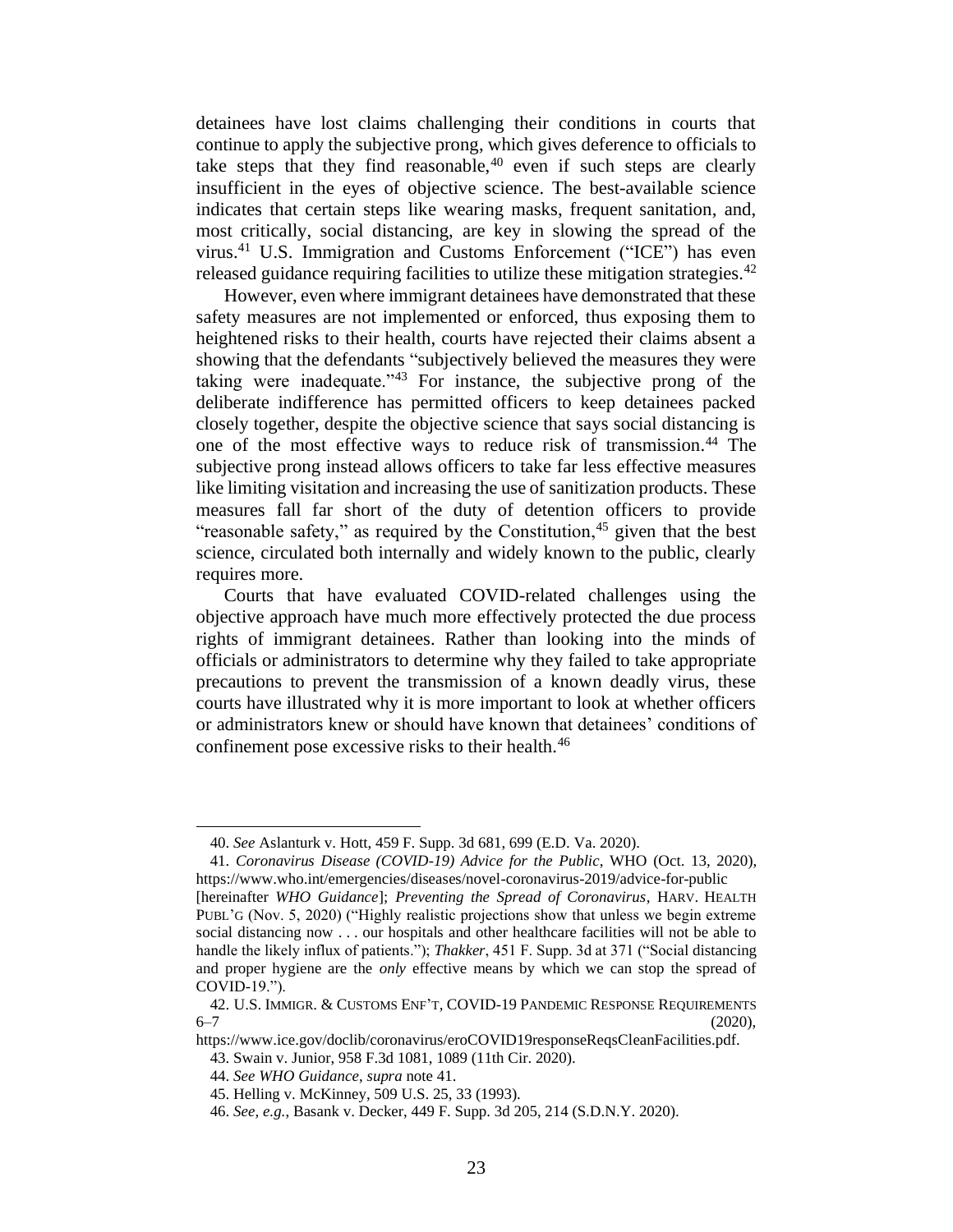detainees have lost claims challenging their conditions in courts that continue to apply the subjective prong, which gives deference to officials to take steps that they find reasonable,[40] even if such steps are clearly insufficient in the eyes of objective science. The best-available science indicates that certain steps like wearing masks, frequent sanitation, and, most critically, social distancing, are key in slowing the spread of the virus.[41] U.S. Immigration and Customs Enforcement ("ICE") has even released guidance requiring facilities to utilize these mitigation strategies.[42]

However, even where immigrant detainees have demonstrated that these safety measures are not implemented or enforced, thus exposing them to heightened risks to their health, courts have rejected their claims absent a showing that the defendants "subjectively believed the measures they were taking were inadequate."[43] For instance, the subjective prong of the deliberate indifference has permitted officers to keep detainees packed closely together, despite the objective science that says social distancing is one of the most effective ways to reduce risk of transmission.[44] The subjective prong instead allows officers to take far less effective measures like limiting visitation and increasing the use of sanitization products. These measures fall far short of the duty of detention officers to provide "reasonable safety," as required by the Constitution,[45] given that the best science, circulated both internally and widely known to the public, clearly requires more.

Courts that have evaluated COVID-related challenges using the objective approach have much more effectively protected the due process rights of immigrant detainees. Rather than looking into the minds of officials or administrators to determine why they failed to take appropriate precautions to prevent the transmission of a known deadly virus, these courts have illustrated why it is more important to look at whether officers or administrators knew or should have known that detainees' conditions of confinement pose excessive risks to their health.[46]

---

40. *See* Aslanturk v. Hott, 459 F. Supp. 3d 681, 699 (E.D. Va. 2020).

41. *Coronavirus Disease (COVID-19) Advice for the Public*, WHO (Oct. 13, 2020), https://www.who.int/emergencies/diseases/novel-coronavirus-2019/advice-for-public [hereinafter *WHO Guidance*]; *Preventing the Spread of Coronavirus*, HARV. HEALTH PUBL'G (Nov. 5, 2020) ("Highly realistic projections show that unless we begin extreme social distancing now . . . our hospitals and other healthcare facilities will not be able to handle the likely influx of patients."); *Thakker*, 451 F. Supp. 3d at 371 ("Social distancing and proper hygiene are the *only* effective means by which we can stop the spread of COVID-19.").

42. U.S. IMMIGR. & CUSTOMS ENF'T, COVID-19 PANDEMIC RESPONSE REQUIREMENTS 6–7 (2020), https://www.ice.gov/doclib/coronavirus/eroCOVID19responseReqsCleanFacilities.pdf.

43. Swain v. Junior, 958 F.3d 1081, 1089 (11th Cir. 2020).

44. *See WHO Guidance*, *supra* note 41.

45. Helling v. McKinney, 509 U.S. 25, 33 (1993).

46. *See, e.g.*, Basank v. Decker, 449 F. Supp. 3d 205, 214 (S.D.N.Y. 2020).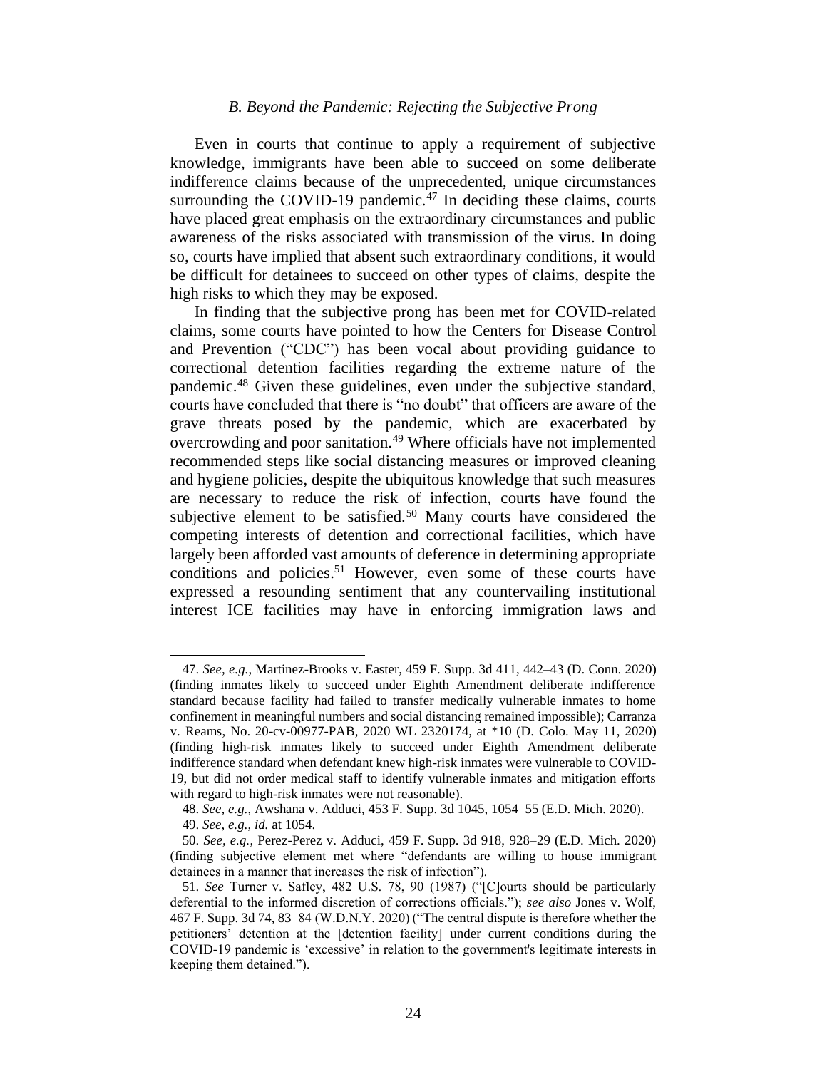### *B. Beyond the Pandemic: Rejecting the Subjective Prong*

Even in courts that continue to apply a requirement of subjective knowledge, immigrants have been able to succeed on some deliberate indifference claims because of the unprecedented, unique circumstances surrounding the COVID-19 pandemic.[47] In deciding these claims, courts have placed great emphasis on the extraordinary circumstances and public awareness of the risks associated with transmission of the virus. In doing so, courts have implied that absent such extraordinary conditions, it would be difficult for detainees to succeed on other types of claims, despite the high risks to which they may be exposed.

In finding that the subjective prong has been met for COVID-related claims, some courts have pointed to how the Centers for Disease Control and Prevention ("CDC") has been vocal about providing guidance to correctional detention facilities regarding the extreme nature of the pandemic.[48] Given these guidelines, even under the subjective standard, courts have concluded that there is "no doubt" that officers are aware of the grave threats posed by the pandemic, which are exacerbated by overcrowding and poor sanitation.[49] Where officials have not implemented recommended steps like social distancing measures or improved cleaning and hygiene policies, despite the ubiquitous knowledge that such measures are necessary to reduce the risk of infection, courts have found the subjective element to be satisfied.[50] Many courts have considered the competing interests of detention and correctional facilities, which have largely been afforded vast amounts of deference in determining appropriate conditions and policies.[51] However, even some of these courts have expressed a resounding sentiment that any countervailing institutional interest ICE facilities may have in enforcing immigration laws and

---

47. *See, e.g.*, Martinez-Brooks v. Easter, 459 F. Supp. 3d 411, 442–43 (D. Conn. 2020) (finding inmates likely to succeed under Eighth Amendment deliberate indifference standard because facility had failed to transfer medically vulnerable inmates to home confinement in meaningful numbers and social distancing remained impossible); Carranza v. Reams, No. 20-cv-00977-PAB, 2020 WL 2320174, at *10 (D. Colo. May 11, 2020) (finding high-risk inmates likely to succeed under Eighth Amendment deliberate indifference standard when defendant knew high-risk inmates were vulnerable to COVID-19, but did not order medical staff to identify vulnerable inmates and mitigation efforts with regard to high-risk inmates were not reasonable).

48. *See, e.g.*, Awshana v. Adduci, 453 F. Supp. 3d 1045, 1054–55 (E.D. Mich. 2020).

49. *See, e.g.*, *id.* at 1054.

50. *See, e.g.*, Perez-Perez v. Adduci, 459 F. Supp. 3d 918, 928–29 (E.D. Mich. 2020) (finding subjective element met where "defendants are willing to house immigrant detainees in a manner that increases the risk of infection").

51. *See* Turner v. Safley, 482 U.S. 78, 90 (1987) ("[C]ourts should be particularly deferential to the informed discretion of corrections officials."); *see also* Jones v. Wolf, 467 F. Supp. 3d 74, 83–84 (W.D.N.Y. 2020) ("The central dispute is therefore whether the petitioners' detention at the [detention facility] under current conditions during the COVID-19 pandemic is 'excessive' in relation to the government's legitimate interests in keeping them detained.").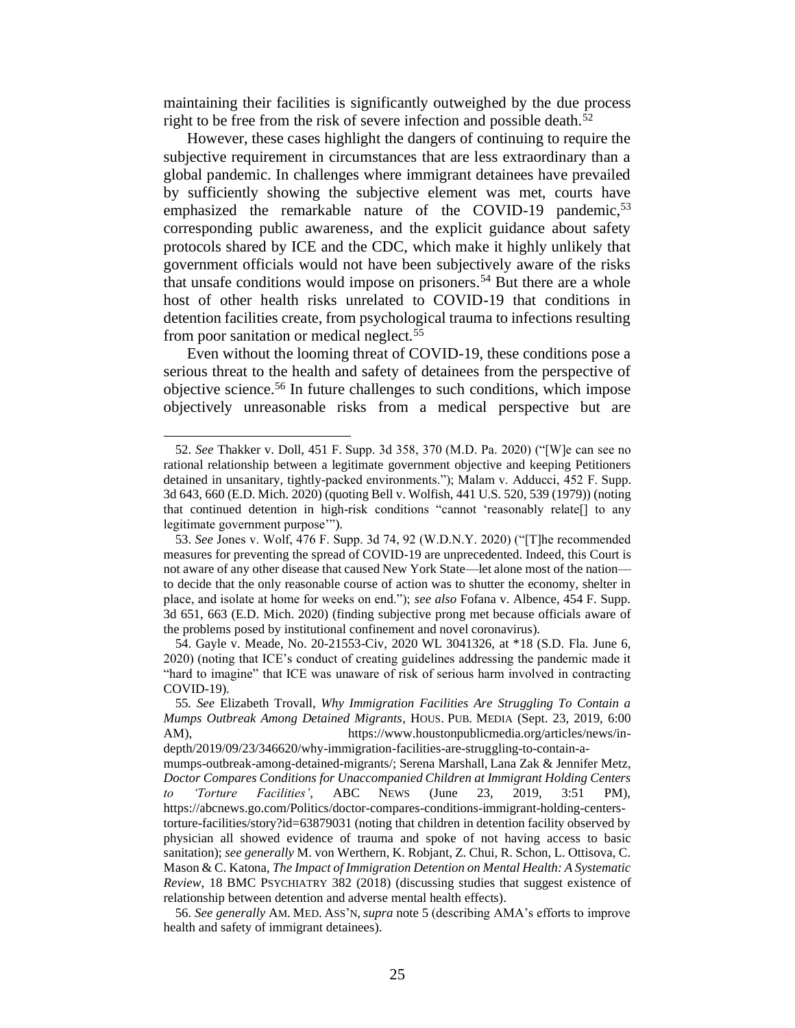maintaining their facilities is significantly outweighed by the due process right to be free from the risk of severe infection and possible death.[52]

However, these cases highlight the dangers of continuing to require the subjective requirement in circumstances that are less extraordinary than a global pandemic. In challenges where immigrant detainees have prevailed by sufficiently showing the subjective element was met, courts have emphasized the remarkable nature of the COVID-19 pandemic,[53] corresponding public awareness, and the explicit guidance about safety protocols shared by ICE and the CDC, which make it highly unlikely that government officials would not have been subjectively aware of the risks that unsafe conditions would impose on prisoners.[54] But there are a whole host of other health risks unrelated to COVID-19 that conditions in detention facilities create, from psychological trauma to infections resulting from poor sanitation or medical neglect.[55]

Even without the looming threat of COVID-19, these conditions pose a serious threat to the health and safety of detainees from the perspective of objective science.[56] In future challenges to such conditions, which impose objectively unreasonable risks from a medical perspective but are

---

52. *See* Thakker v. Doll, 451 F. Supp. 3d 358, 370 (M.D. Pa. 2020) ("[W]e can see no rational relationship between a legitimate government objective and keeping Petitioners detained in unsanitary, tightly-packed environments."); Malam v. Adducci, 452 F. Supp. 3d 643, 660 (E.D. Mich. 2020) (quoting Bell v. Wolfish, 441 U.S. 520, 539 (1979)) (noting that continued detention in high-risk conditions "cannot 'reasonably relate[] to any legitimate government purpose'").

53. *See* Jones v. Wolf, 476 F. Supp. 3d 74, 92 (W.D.N.Y. 2020) ("[T]he recommended measures for preventing the spread of COVID-19 are unprecedented. Indeed, this Court is not aware of any other disease that caused New York State—let alone most of the nation—to decide that the only reasonable course of action was to shutter the economy, shelter in place, and isolate at home for weeks on end."); *see also* Fofana v. Albence, 454 F. Supp. 3d 651, 663 (E.D. Mich. 2020) (finding subjective prong met because officials aware of the problems posed by institutional confinement and novel coronavirus).

54. Gayle v. Meade, No. 20-21553-Civ, 2020 WL 3041326, at *18 (S.D. Fla. June 6, 2020) (noting that ICE's conduct of creating guidelines addressing the pandemic made it "hard to imagine" that ICE was unaware of risk of serious harm involved in contracting COVID-19).

55. *See* Elizabeth Trovall, *Why Immigration Facilities Are Struggling To Contain a Mumps Outbreak Among Detained Migrants*, HOUS. PUB. MEDIA (Sept. 23, 2019, 6:00 AM), https://www.houstonpublicmedia.org/articles/news/in-depth/2019/09/23/346620/why-immigration-facilities-are-struggling-to-contain-a-mumps-outbreak-among-detained-migrants/; Serena Marshall, Lana Zak & Jennifer Metz, *Doctor Compares Conditions for Unaccompanied Children at Immigrant Holding Centers to 'Torture Facilities'*, ABC NEWS (June 23, 2019, 3:51 PM), https://abcnews.go.com/Politics/doctor-compares-conditions-immigrant-holding-centers-torture-facilities/story?id=63879031 (noting that children in detention facility observed by physician all showed evidence of trauma and spoke of not having access to basic sanitation); *see generally* M. von Werthern, K. Robjant, Z. Chui, R. Schon, L. Ottisova, C. Mason & C. Katona, *The Impact of Immigration Detention on Mental Health: A Systematic Review*, 18 BMC PSYCHIATRY 382 (2018) (discussing studies that suggest existence of relationship between detention and adverse mental health effects).

56. *See generally* AM. MED. ASS'N, *supra* note 5 (describing AMA's efforts to improve health and safety of immigrant detainees).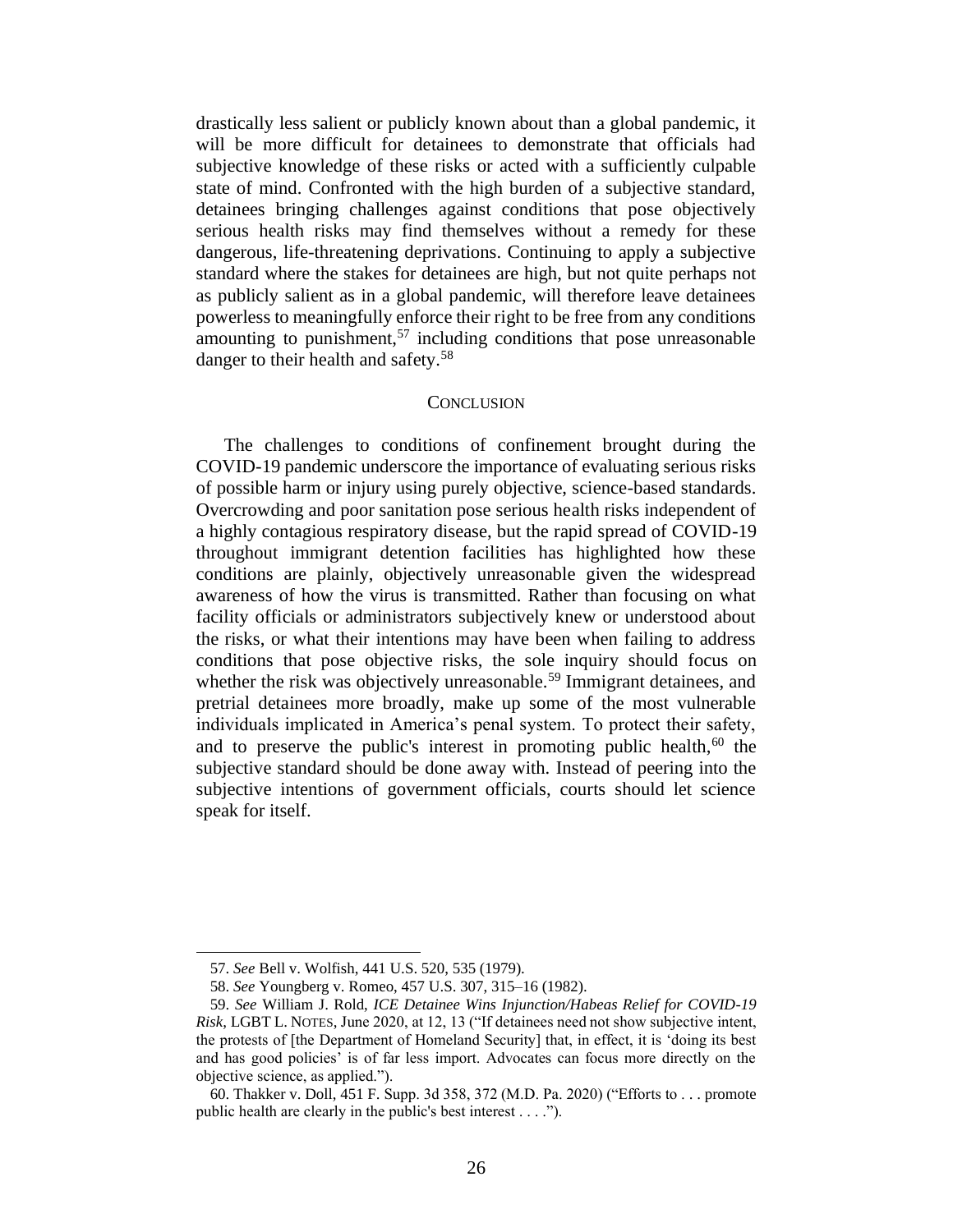drastically less salient or publicly known about than a global pandemic, it will be more difficult for detainees to demonstrate that officials had subjective knowledge of these risks or acted with a sufficiently culpable state of mind. Confronted with the high burden of a subjective standard, detainees bringing challenges against conditions that pose objectively serious health risks may find themselves without a remedy for these dangerous, life-threatening deprivations. Continuing to apply a subjective standard where the stakes for detainees are high, but not quite perhaps not as publicly salient as in a global pandemic, will therefore leave detainees powerless to meaningfully enforce their right to be free from any conditions amounting to punishment,[57] including conditions that pose unreasonable danger to their health and safety.[58]

## CONCLUSION

The challenges to conditions of confinement brought during the COVID-19 pandemic underscore the importance of evaluating serious risks of possible harm or injury using purely objective, science-based standards. Overcrowding and poor sanitation pose serious health risks independent of a highly contagious respiratory disease, but the rapid spread of COVID-19 throughout immigrant detention facilities has highlighted how these conditions are plainly, objectively unreasonable given the widespread awareness of how the virus is transmitted. Rather than focusing on what facility officials or administrators subjectively knew or understood about the risks, or what their intentions may have been when failing to address conditions that pose objective risks, the sole inquiry should focus on whether the risk was objectively unreasonable.[59] Immigrant detainees, and pretrial detainees more broadly, make up some of the most vulnerable individuals implicated in America's penal system. To protect their safety, and to preserve the public's interest in promoting public health,[60] the subjective standard should be done away with. Instead of peering into the subjective intentions of government officials, courts should let science speak for itself.

---

57. *See* Bell v. Wolfish, 441 U.S. 520, 535 (1979).

58. *See* Youngberg v. Romeo, 457 U.S. 307, 315–16 (1982).

59. *See* William J. Rold, *ICE Detainee Wins Injunction/Habeas Relief for COVID-19 Risk*, LGBT L. NOTES, June 2020, at 12, 13 ("If detainees need not show subjective intent, the protests of [the Department of Homeland Security] that, in effect, it is 'doing its best and has good policies' is of far less import. Advocates can focus more directly on the objective science, as applied.").

60. Thakker v. Doll, 451 F. Supp. 3d 358, 372 (M.D. Pa. 2020) ("Efforts to . . . promote public health are clearly in the public's best interest . . . .").